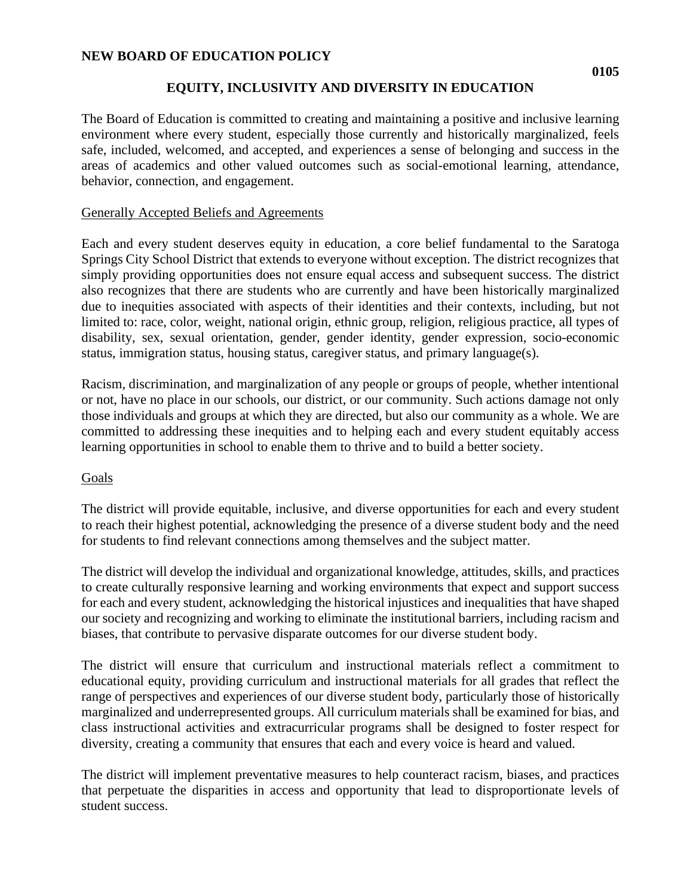**NEW BOARD OF EDUCATION POLICY**

**0105**

## EQUITY, INCLUSIVITY AND DIVERSITY IN EDUCATION

The Board of Education is committed to creating and maintaining a positive and inclusive learning environment where every student, especially those currently and historically marginalized, feels safe, included, welcomed, and accepted, and experiences a sense of belonging and success in the areas of academics and other valued outcomes such as social-emotional learning, attendance, behavior, connection, and engagement.

### Generally Accepted Beliefs and Agreements

Each and every student deserves equity in education, a core belief fundamental to the Saratoga Springs City School District that extends to everyone without exception. The district recognizes that simply providing opportunities does not ensure equal access and subsequent success. The district also recognizes that there are students who are currently and have been historically marginalized due to inequities associated with aspects of their identities and their contexts, including, but not limited to: race, color, weight, national origin, ethnic group, religion, religious practice, all types of disability, sex, sexual orientation, gender, gender identity, gender expression, socio-economic status, immigration status, housing status, caregiver status, and primary language(s).

Racism, discrimination, and marginalization of any people or groups of people, whether intentional or not, have no place in our schools, our district, or our community. Such actions damage not only those individuals and groups at which they are directed, but also our community as a whole. We are committed to addressing these inequities and to helping each and every student equitably access learning opportunities in school to enable them to thrive and to build a better society.

### Goals

The district will provide equitable, inclusive, and diverse opportunities for each and every student to reach their highest potential, acknowledging the presence of a diverse student body and the need for students to find relevant connections among themselves and the subject matter.

The district will develop the individual and organizational knowledge, attitudes, skills, and practices to create culturally responsive learning and working environments that expect and support success for each and every student, acknowledging the historical injustices and inequalities that have shaped our society and recognizing and working to eliminate the institutional barriers, including racism and biases, that contribute to pervasive disparate outcomes for our diverse student body.

The district will ensure that curriculum and instructional materials reflect a commitment to educational equity, providing curriculum and instructional materials for all grades that reflect the range of perspectives and experiences of our diverse student body, particularly those of historically marginalized and underrepresented groups. All curriculum materials shall be examined for bias, and class instructional activities and extracurricular programs shall be designed to foster respect for diversity, creating a community that ensures that each and every voice is heard and valued.

The district will implement preventative measures to help counteract racism, biases, and practices that perpetuate the disparities in access and opportunity that lead to disproportionate levels of student success.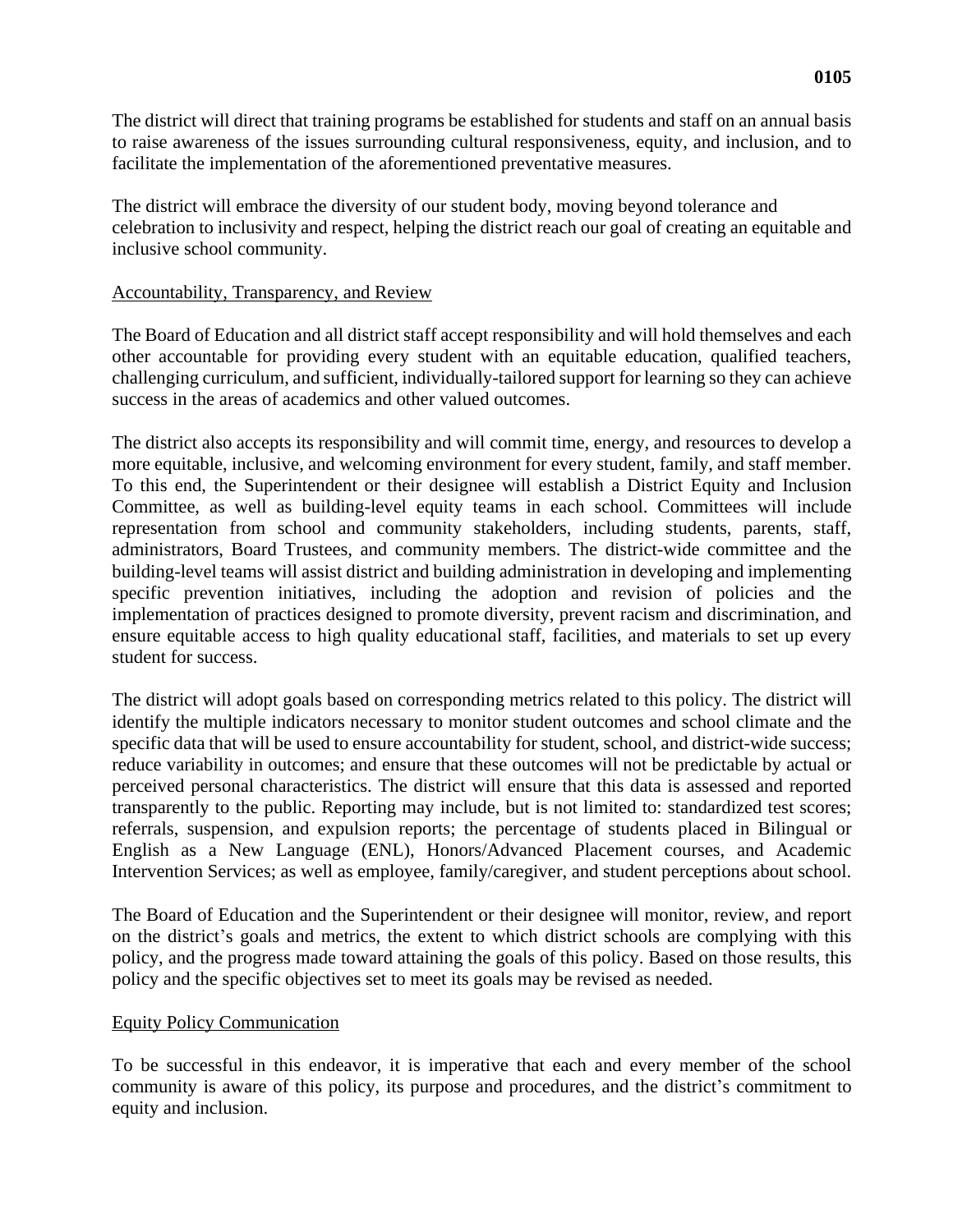The district will direct that training programs be established for students and staff on an annual basis to raise awareness of the issues surrounding cultural responsiveness, equity, and inclusion, and to facilitate the implementation of the aforementioned preventative measures.

The district will embrace the diversity of our student body, moving beyond tolerance and celebration to inclusivity and respect, helping the district reach our goal of creating an equitable and inclusive school community.

<u>Accountability, Transparency, and Review</u>

The Board of Education and all district staff accept responsibility and will hold themselves and each other accountable for providing every student with an equitable education, qualified teachers, challenging curriculum, and sufficient, individually-tailored support for learning so they can achieve success in the areas of academics and other valued outcomes.

The district also accepts its responsibility and will commit time, energy, and resources to develop a more equitable, inclusive, and welcoming environment for every student, family, and staff member. To this end, the Superintendent or their designee will establish a District Equity and Inclusion Committee, as well as building-level equity teams in each school. Committees will include representation from school and community stakeholders, including students, parents, staff, administrators, Board Trustees, and community members. The district-wide committee and the building-level teams will assist district and building administration in developing and implementing specific prevention initiatives, including the adoption and revision of policies and the implementation of practices designed to promote diversity, prevent racism and discrimination, and ensure equitable access to high quality educational staff, facilities, and materials to set up every student for success.

The district will adopt goals based on corresponding metrics related to this policy. The district will identify the multiple indicators necessary to monitor student outcomes and school climate and the specific data that will be used to ensure accountability for student, school, and district-wide success; reduce variability in outcomes; and ensure that these outcomes will not be predictable by actual or perceived personal characteristics. The district will ensure that this data is assessed and reported transparently to the public. Reporting may include, but is not limited to: standardized test scores; referrals, suspension, and expulsion reports; the percentage of students placed in Bilingual or English as a New Language (ENL), Honors/Advanced Placement courses, and Academic Intervention Services; as well as employee, family/caregiver, and student perceptions about school.

The Board of Education and the Superintendent or their designee will monitor, review, and report on the district's goals and metrics, the extent to which district schools are complying with this policy, and the progress made toward attaining the goals of this policy. Based on those results, this policy and the specific objectives set to meet its goals may be revised as needed.

<u>Equity Policy Communication</u>

To be successful in this endeavor, it is imperative that each and every member of the school community is aware of this policy, its purpose and procedures, and the district's commitment to equity and inclusion.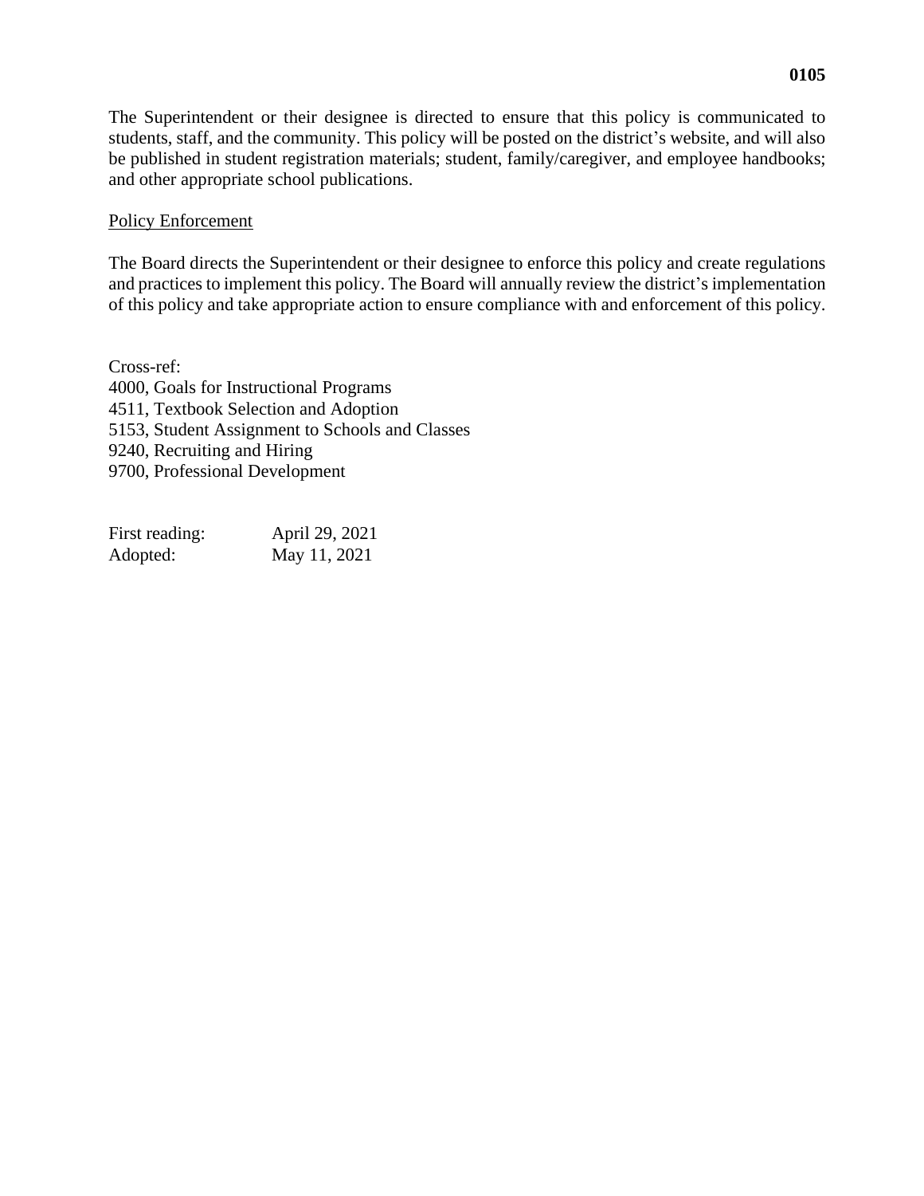The Superintendent or their designee is directed to ensure that this policy is communicated to students, staff, and the community. This policy will be posted on the district's website, and will also be published in student registration materials; student, family/caregiver, and employee handbooks; and other appropriate school publications.

Policy Enforcement

The Board directs the Superintendent or their designee to enforce this policy and create regulations and practices to implement this policy. The Board will annually review the district's implementation of this policy and take appropriate action to ensure compliance with and enforcement of this policy.

Cross-ref:
4000, Goals for Instructional Programs
4511, Textbook Selection and Adoption
5153, Student Assignment to Schools and Classes
9240, Recruiting and Hiring
9700, Professional Development

| | |
|---|---|
| First reading: | April 29, 2021 |
| Adopted: | May 11, 2021 |